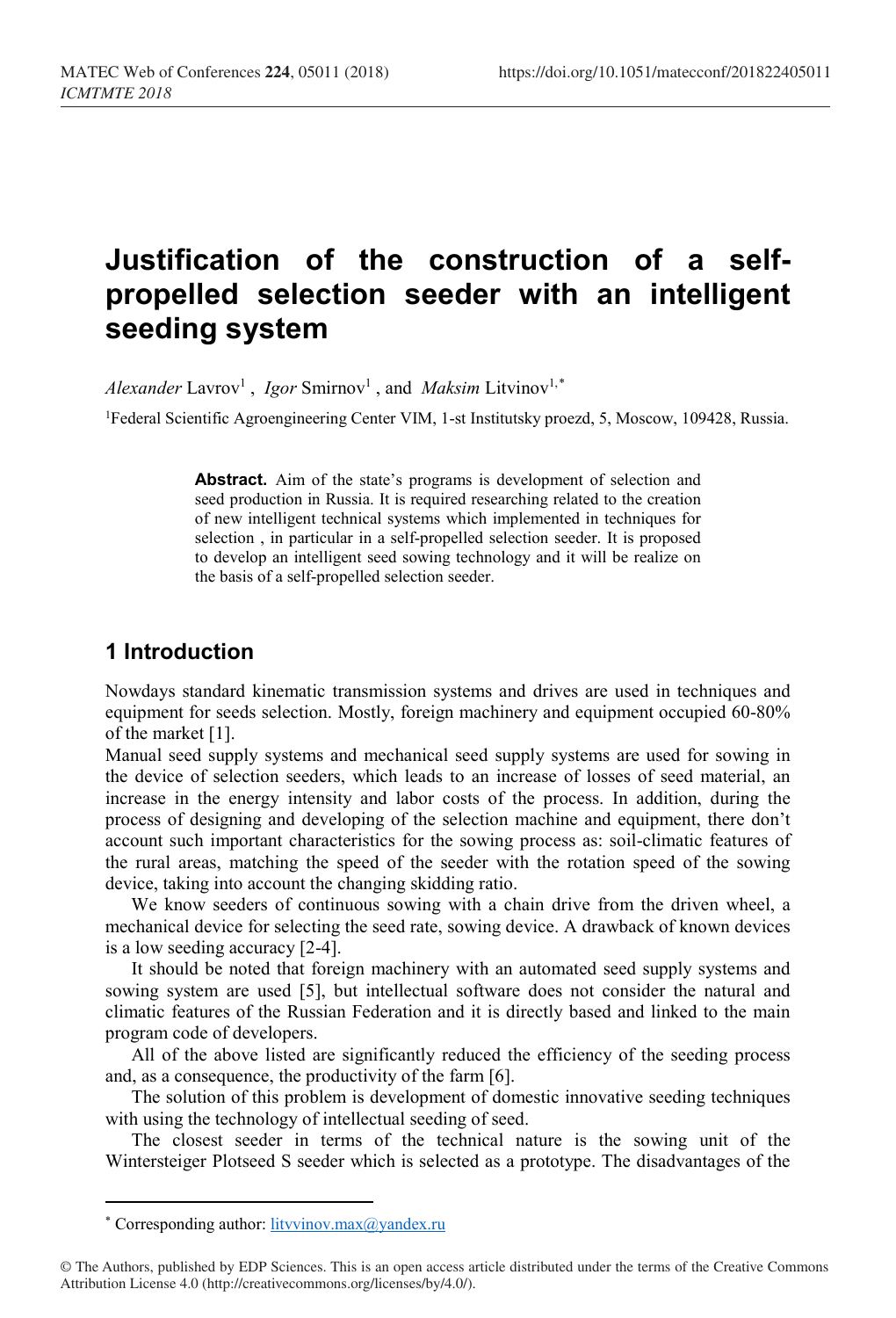# Justification of the construction of a self-propelled selection seeder with an intelligent seeding system

*Alexander* Lavrov[1] , *Igor* Smirnov[1] , and *Maksim* Litvinov[1,*]

[1]Federal Scientific Agroengineering Center VIM, 1-st Institutsky proezd, 5, Moscow, 109428, Russia.

**Abstract.** Aim of the state's programs is development of selection and seed production in Russia. It is required researching related to the creation of new intelligent technical systems which implemented in techniques for selection , in particular in a self-propelled selection seeder. It is proposed to develop an intelligent seed sowing technology and it will be realize on the basis of a self-propelled selection seeder.

## 1 Introduction

Nowdays standard kinematic transmission systems and drives are used in techniques and equipment for seeds selection. Mostly, foreign machinery and equipment occupied 60-80% of the market [1].

Manual seed supply systems and mechanical seed supply systems are used for sowing in the device of selection seeders, which leads to an increase of losses of seed material, an increase in the energy intensity and labor costs of the process. In addition, during the process of designing and developing of the selection machine and equipment, there don't account such important characteristics for the sowing process as: soil-climatic features of the rural areas, matching the speed of the seeder with the rotation speed of the sowing device, taking into account the changing skidding ratio.

We know seeders of continuous sowing with a chain drive from the driven wheel, a mechanical device for selecting the seed rate, sowing device. A drawback of known devices is a low seeding accuracy [2-4].

It should be noted that foreign machinery with an automated seed supply systems and sowing system are used [5], but intellectual software does not consider the natural and climatic features of the Russian Federation and it is directly based and linked to the main program code of developers.

All of the above listed are significantly reduced the efficiency of the seeding process and, as a consequence, the productivity of the farm [6].

The solution of this problem is development of domestic innovative seeding techniques with using the technology of intellectual seeding of seed.

The closest seeder in terms of the technical nature is the sowing unit of the Wintersteiger Plotseed S seeder which is selected as a prototype. The disadvantages of the

[*] Corresponding author: litvvinov.max@yandex.ru

© The Authors, published by EDP Sciences. This is an open access article distributed under the terms of the Creative Commons Attribution License 4.0 (http://creativecommons.org/licenses/by/4.0/).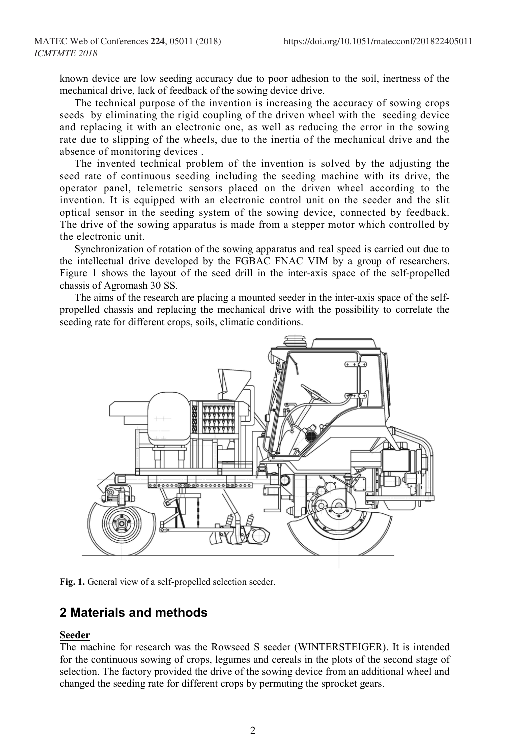known device are low seeding accuracy due to poor adhesion to the soil, inertness of the mechanical drive, lack of feedback of the sowing device drive.

The technical purpose of the invention is increasing the accuracy of sowing crops seeds by eliminating the rigid coupling of the driven wheel with the seeding device and replacing it with an electronic one, as well as reducing the error in the sowing rate due to slipping of the wheels, due to the inertia of the mechanical drive and the absence of monitoring devices .

The invented technical problem of the invention is solved by the adjusting the seed rate of continuous seeding including the seeding machine with its drive, the operator panel, telemetric sensors placed on the driven wheel according to the invention. It is equipped with an electronic control unit on the seeder and the slit optical sensor in the seeding system of the sowing device, connected by feedback. The drive of the sowing apparatus is made from a stepper motor which controlled by the electronic unit.

Synchronization of rotation of the sowing apparatus and real speed is carried out due to the intellectual drive developed by the FGBAC FNAC VIM by a group of researchers. Figure 1 shows the layout of the seed drill in the inter-axis space of the self-propelled chassis of Agromash 30 SS.

The aims of the research are placing a mounted seeder in the inter-axis space of the self-propelled chassis and replacing the mechanical drive with the possibility to correlate the seeding rate for different crops, soils, climatic conditions.

**Fig. 1.** General view of a self-propelled selection seeder.

## 2 Materials and methods

**Seeder**

The machine for research was the Rowseed S seeder (WINTERSTEIGER). It is intended for the continuous sowing of crops, legumes and cereals in the plots of the second stage of selection. The factory provided the drive of the sowing device from an additional wheel and changed the seeding rate for different crops by permuting the sprocket gears.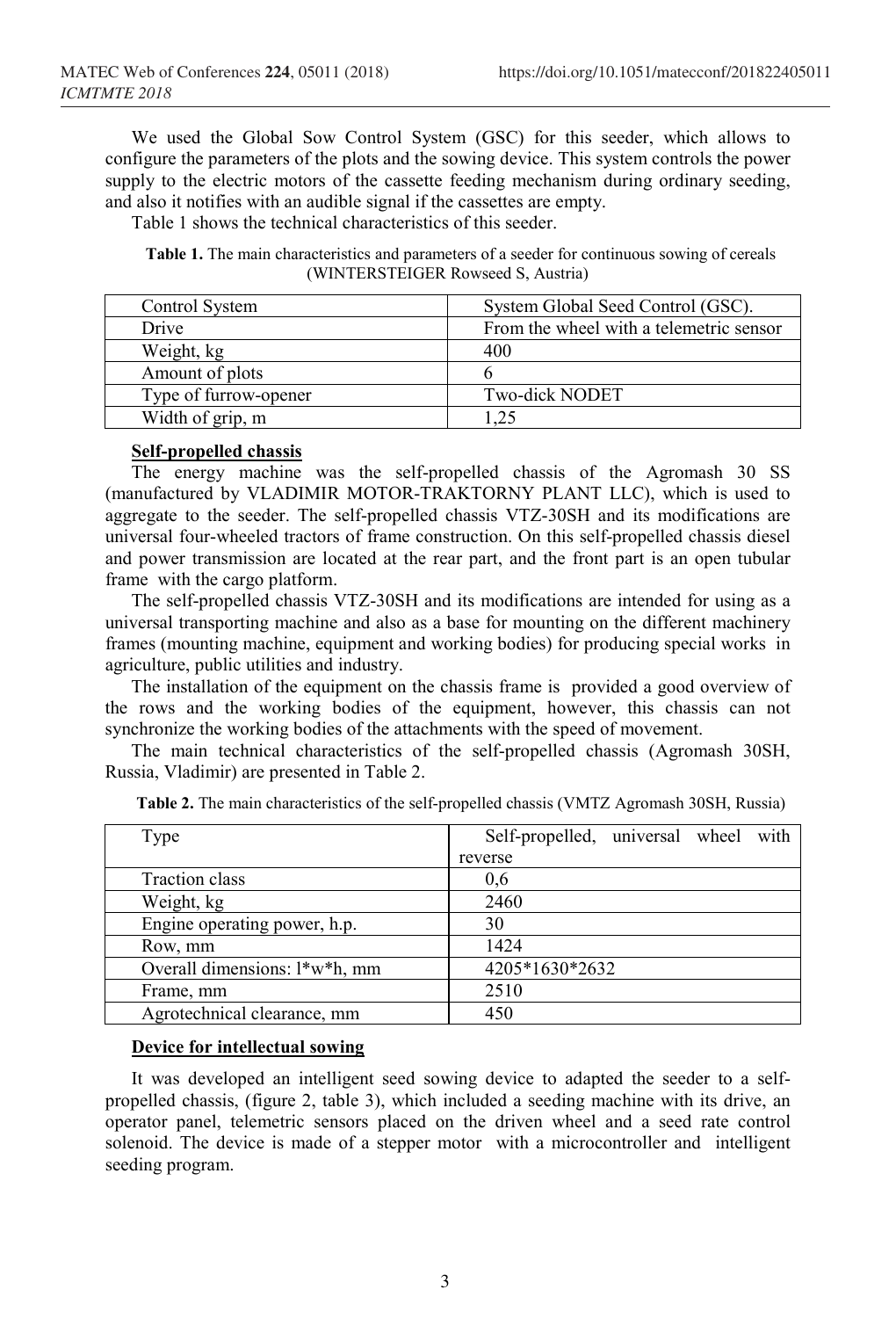We used the Global Sow Control System (GSC) for this seeder, which allows to configure the parameters of the plots and the sowing device. This system controls the power supply to the electric motors of the cassette feeding mechanism during ordinary seeding, and also it notifies with an audible signal if the cassettes are empty.

Table 1 shows the technical characteristics of this seeder.

**Table 1.** The main characteristics and parameters of a seeder for continuous sowing of cereals (WINTERSTEIGER Rowseed S, Austria)

| | |
|---|---|
| Control System | System Global Seed Control (GSC). |
| Drive | From the wheel with a telemetric sensor |
| Weight, kg | 400 |
| Amount of plots | 6 |
| Type of furrow-opener | Two-dick NODET |
| Width of grip, m | 1,25 |

**Self-propelled chassis**

The energy machine was the self-propelled chassis of the Agromash 30 SS (manufactured by VLADIMIR MOTOR-TRAKTORNY PLANT LLC), which is used to aggregate to the seeder. The self-propelled chassis VTZ-30SH and its modifications are universal four-wheeled tractors of frame construction. On this self-propelled chassis diesel and power transmission are located at the rear part, and the front part is an open tubular frame with the cargo platform.

The self-propelled chassis VTZ-30SH and its modifications are intended for using as a universal transporting machine and also as a base for mounting on the different machinery frames (mounting machine, equipment and working bodies) for producing special works in agriculture, public utilities and industry.

The installation of the equipment on the chassis frame is provided a good overview of the rows and the working bodies of the equipment, however, this chassis can not synchronize the working bodies of the attachments with the speed of movement.

The main technical characteristics of the self-propelled chassis (Agromash 30SH, Russia, Vladimir) are presented in Table 2.

**Table 2.** The main characteristics of the self-propelled chassis (VMTZ Agromash 30SH, Russia)

| | |
|---|---|
| Type | Self-propelled, universal wheel with reverse |
| Traction class | 0,6 |
| Weight, kg | 2460 |
| Engine operating power, h.p. | 30 |
| Row, mm | 1424 |
| Overall dimensions: l*w*h, mm | 4205*1630*2632 |
| Frame, mm | 2510 |
| Agrotechnical clearance, mm | 450 |

**Device for intellectual sowing**

It was developed an intelligent seed sowing device to adapted the seeder to a self-propelled chassis, (figure 2, table 3), which included a seeding machine with its drive, an operator panel, telemetric sensors placed on the driven wheel and a seed rate control solenoid. The device is made of a stepper motor with a microcontroller and intelligent seeding program.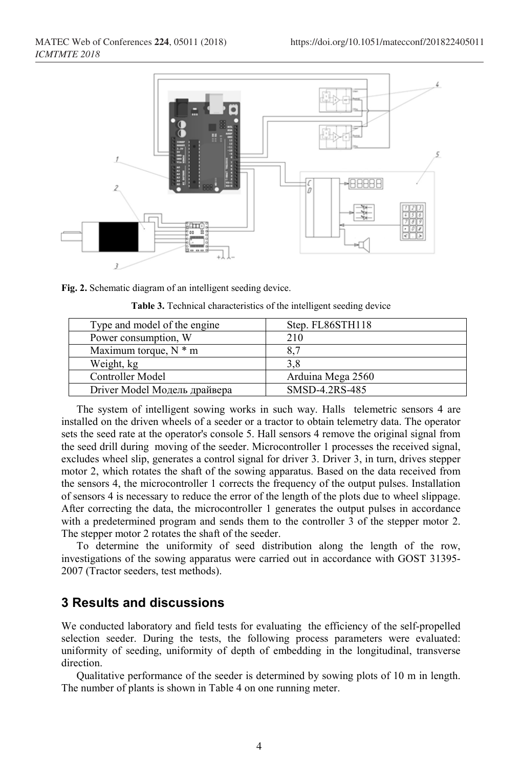Fig. 2. Schematic diagram of an intelligent seeding device.

Table 3. Technical characteristics of the intelligent seeding device

| | |
|---|---|
| Type and model of the engine | Step. FL86STH118 |
| Power consumption, W | 210 |
| Maximum torque, N * m | 8,7 |
| Weight, kg | 3,8 |
| Controller Model | Arduina Mega 2560 |
| Driver Model Модель драйвера | SMSD-4.2RS-485 |

The system of intelligent sowing works in such way. Halls telemetric sensors 4 are installed on the driven wheels of a seeder or a tractor to obtain telemetry data. The operator sets the seed rate at the operator's console 5. Hall sensors 4 remove the original signal from the seed drill during moving of the seeder. Microcontroller 1 processes the received signal, excludes wheel slip, generates a control signal for driver 3. Driver 3, in turn, drives stepper motor 2, which rotates the shaft of the sowing apparatus. Based on the data received from the sensors 4, the microcontroller 1 corrects the frequency of the output pulses. Installation of sensors 4 is necessary to reduce the error of the length of the plots due to wheel slippage. After correcting the data, the microcontroller 1 generates the output pulses in accordance with a predetermined program and sends them to the controller 3 of the stepper motor 2. The stepper motor 2 rotates the shaft of the seeder.

To determine the uniformity of seed distribution along the length of the row, investigations of the sowing apparatus were carried out in accordance with GOST 31395-2007 (Tractor seeders, test methods).

## 3 Results and discussions

We conducted laboratory and field tests for evaluating the efficiency of the self-propelled selection seeder. During the tests, the following process parameters were evaluated: uniformity of seeding, uniformity of depth of embedding in the longitudinal, transverse direction.

Qualitative performance of the seeder is determined by sowing plots of 10 m in length. The number of plants is shown in Table 4 on one running meter.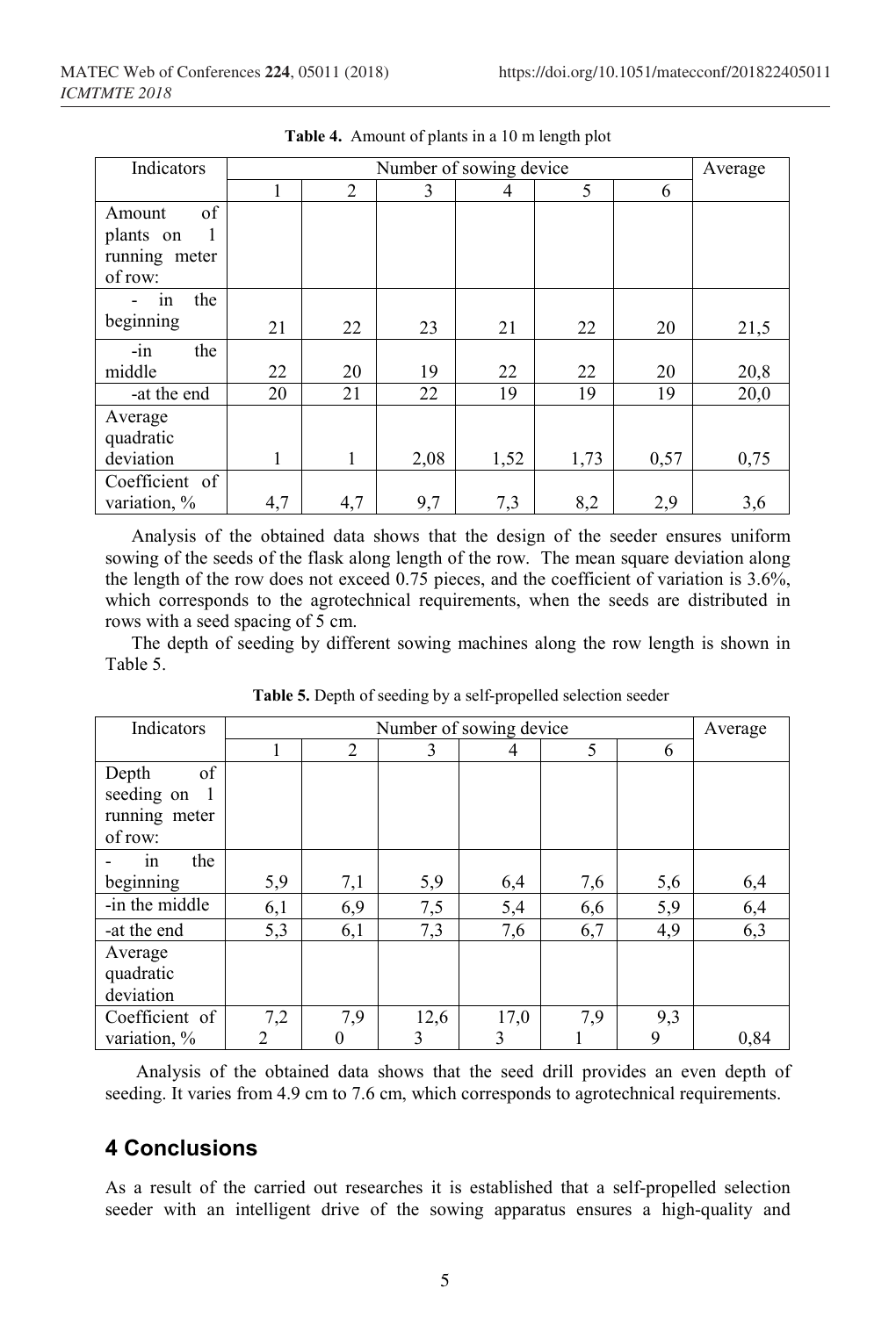**Table 4.** Amount of plants in a 10 m length plot

| Indicators | Number of sowing device | | | | | | Average |
|---|---|---|---|---|---|---|---|
| | 1 | 2 | 3 | 4 | 5 | 6 | |
| Amount of plants on 1 running meter of row: | | | | | | | |
| - in the beginning | 21 | 22 | 23 | 21 | 22 | 20 | 21,5 |
| -in the middle | 22 | 20 | 19 | 22 | 22 | 20 | 20,8 |
| -at the end | 20 | 21 | 22 | 19 | 19 | 19 | 20,0 |
| Average quadratic deviation | 1 | 1 | 2,08 | 1,52 | 1,73 | 0,57 | 0,75 |
| Coefficient of variation, % | 4,7 | 4,7 | 9,7 | 7,3 | 8,2 | 2,9 | 3,6 |

Analysis of the obtained data shows that the design of the seeder ensures uniform sowing of the seeds of the flask along length of the row. The mean square deviation along the length of the row does not exceed 0.75 pieces, and the coefficient of variation is 3.6%, which corresponds to the agrotechnical requirements, when the seeds are distributed in rows with a seed spacing of 5 cm.

The depth of seeding by different sowing machines along the row length is shown in Table 5.

**Table 5.** Depth of seeding by a self-propelled selection seeder

| Indicators | Number of sowing device | | | | | | Average |
|---|---|---|---|---|---|---|---|
| | 1 | 2 | 3 | 4 | 5 | 6 | |
| Depth of seeding on 1 running meter of row: | | | | | | | |
| - in the beginning | 5,9 | 7,1 | 5,9 | 6,4 | 7,6 | 5,6 | 6,4 |
| -in the middle | 6,1 | 6,9 | 7,5 | 5,4 | 6,6 | 5,9 | 6,4 |
| -at the end | 5,3 | 6,1 | 7,3 | 7,6 | 6,7 | 4,9 | 6,3 |
| Average quadratic deviation | | | | | | | |
| Coefficient of variation, % | 7,2 2 | 7,9 0 | 12,6 3 | 17,0 3 | 7,9 1 | 9,3 9 | 0,84 |

Analysis of the obtained data shows that the seed drill provides an even depth of seeding. It varies from 4.9 cm to 7.6 cm, which corresponds to agrotechnical requirements.

## 4 Conclusions

As a result of the carried out researches it is established that a self-propelled selection seeder with an intelligent drive of the sowing apparatus ensures a high-quality and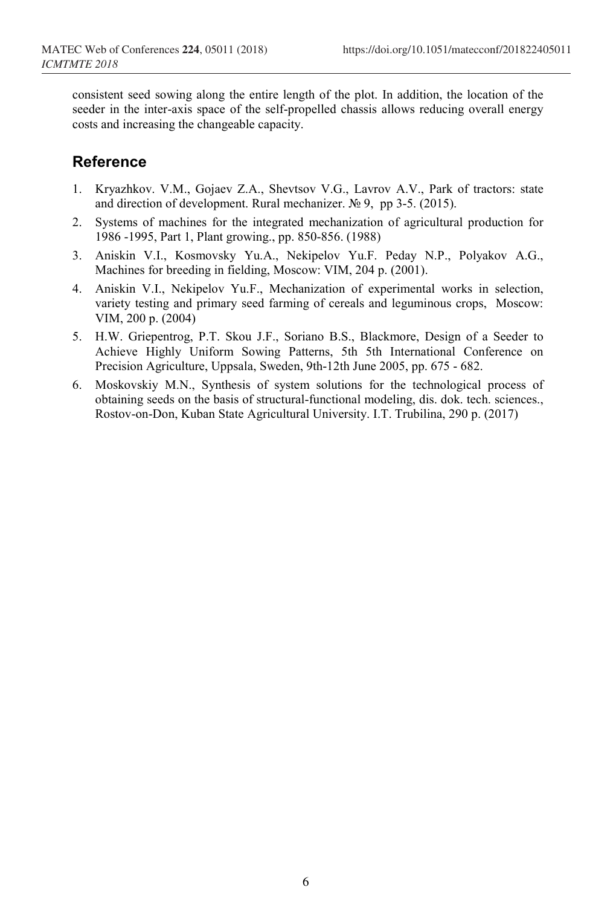consistent seed sowing along the entire length of the plot. In addition, the location of the seeder in the inter-axis space of the self-propelled chassis allows reducing overall energy costs and increasing the changeable capacity.

## Reference

1. Kryazhkov. V.M., Gojaev Z.A., Shevtsov V.G., Lavrov A.V., Park of tractors: state and direction of development. Rural mechanizer. № 9, pp 3-5. (2015).
2. Systems of machines for the integrated mechanization of agricultural production for 1986 -1995, Part 1, Plant growing., pp. 850-856. (1988)
3. Aniskin V.I., Kosmovsky Yu.A., Nekipelov Yu.F. Peday N.P., Polyakov A.G., Machines for breeding in fielding, Moscow: VIM, 204 p. (2001).
4. Aniskin V.I., Nekipelov Yu.F., Mechanization of experimental works in selection, variety testing and primary seed farming of cereals and leguminous crops, Moscow: VIM, 200 p. (2004)
5. H.W. Griepentrog, P.T. Skou J.F., Soriano B.S., Blackmore, Design of a Seeder to Achieve Highly Uniform Sowing Patterns, 5th 5th International Conference on Precision Agriculture, Uppsala, Sweden, 9th-12th June 2005, pp. 675 - 682.
6. Moskovskiy M.N., Synthesis of system solutions for the technological process of obtaining seeds on the basis of structural-functional modeling, dis. dok. tech. sciences., Rostov-on-Don, Kuban State Agricultural University. I.T. Trubilina, 290 p. (2017)